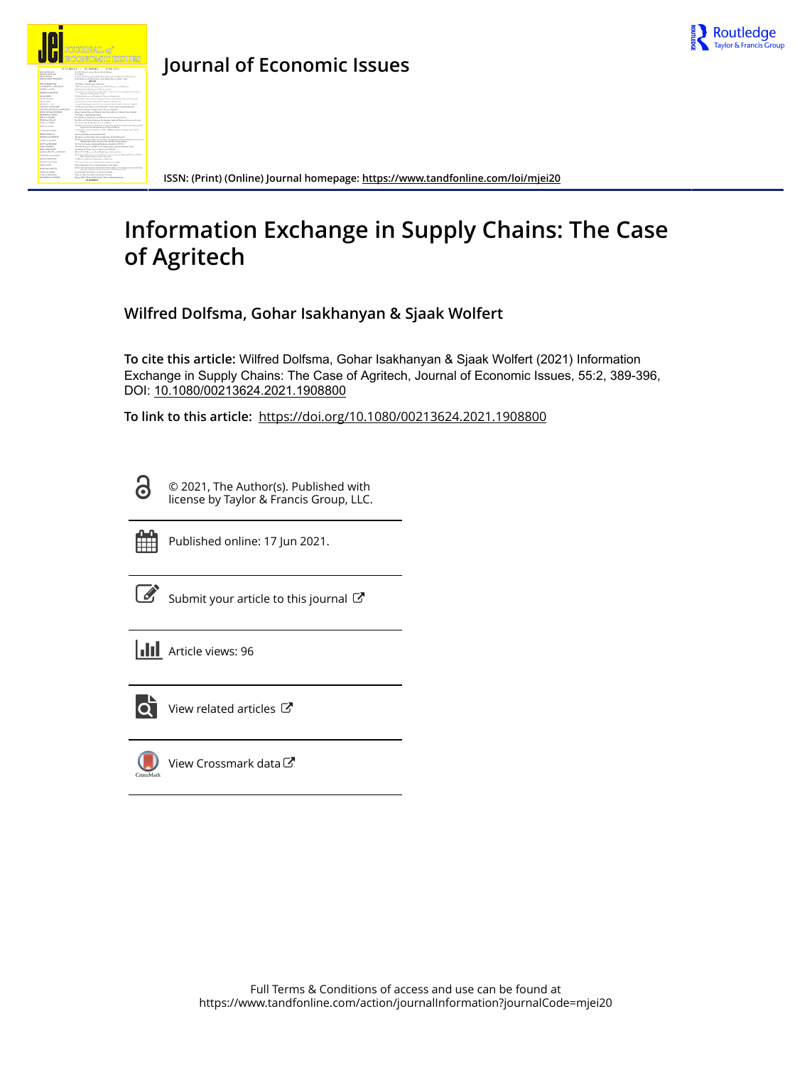Journal of Economic Issues

ISSN: (Print) (Online) Journal homepage: https://www.tandfonline.com/loi/mjei20

# Information Exchange in Supply Chains: The Case of Agritech

**Wilfred Dolfsma, Gohar Isakhanyan & Sjaak Wolfert**

**To cite this article:** Wilfred Dolfsma, Gohar Isakhanyan & Sjaak Wolfert (2021) Information Exchange in Supply Chains: The Case of Agritech, Journal of Economic Issues, 55:2, 389-396, DOI: 10.1080/00213624.2021.1908800

**To link to this article:** https://doi.org/10.1080/00213624.2021.1908800

© 2021, The Author(s). Published with license by Taylor & Francis Group, LLC.

Published online: 17 Jun 2021.

Submit your article to this journal

Article views: 96

View related articles

View Crossmark data

Full Terms & Conditions of access and use can be found at https://www.tandfonline.com/action/journalInformation?journalCode=mjei20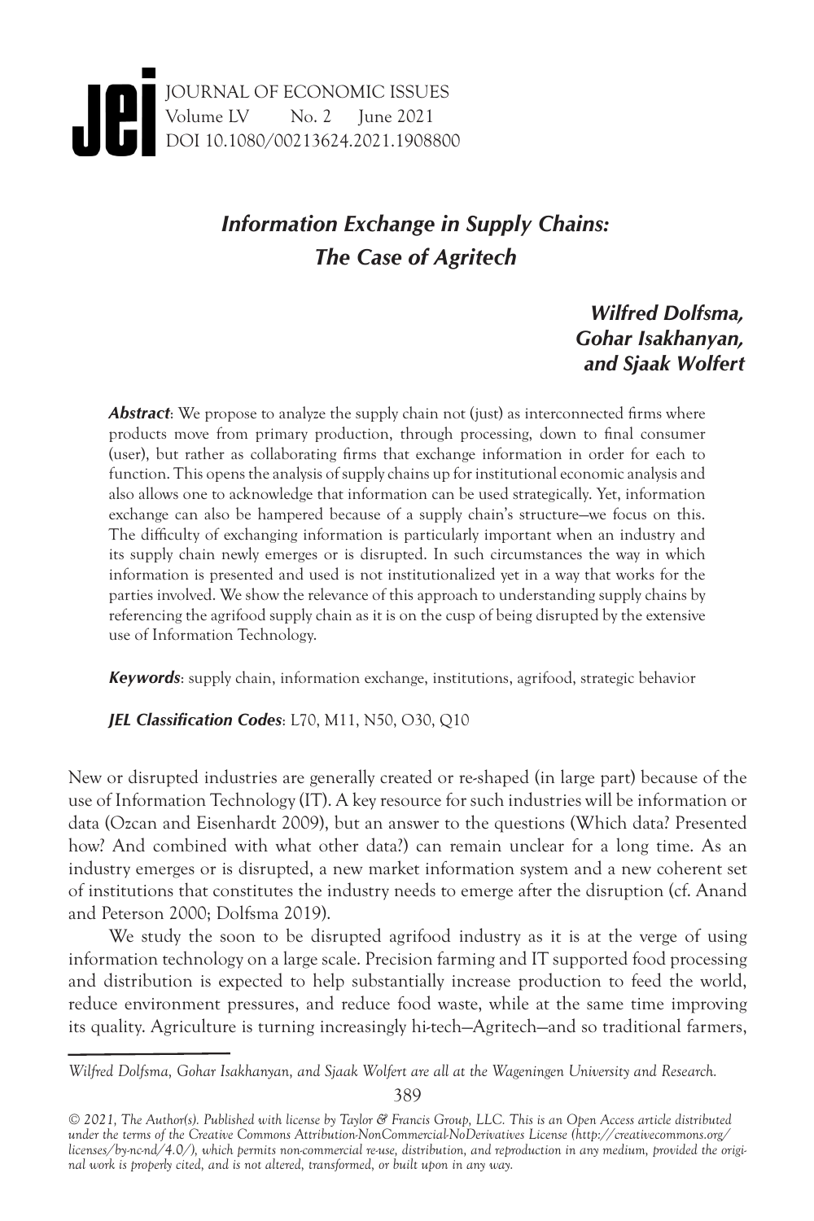# Information Exchange in Supply Chains: The Case of Agritech

***Wilfred Dolfsma, Gohar Isakhanyan, and Sjaak Wolfert***

***Abstract***: We propose to analyze the supply chain not (just) as interconnected firms where products move from primary production, through processing, down to final consumer (user), but rather as collaborating firms that exchange information in order for each to function. This opens the analysis of supply chains up for institutional economic analysis and also allows one to acknowledge that information can be used strategically. Yet, information exchange can also be hampered because of a supply chain's structure—we focus on this. The difficulty of exchanging information is particularly important when an industry and its supply chain newly emerges or is disrupted. In such circumstances the way in which information is presented and used is not institutionalized yet in a way that works for the parties involved. We show the relevance of this approach to understanding supply chains by referencing the agrifood supply chain as it is on the cusp of being disrupted by the extensive use of Information Technology.

***Keywords***: supply chain, information exchange, institutions, agrifood, strategic behavior

***JEL Classification Codes***: L70, M11, N50, O30, Q10

New or disrupted industries are generally created or re-shaped (in large part) because of the use of Information Technology (IT). A key resource for such industries will be information or data (Ozcan and Eisenhardt 2009), but an answer to the questions (Which data? Presented how? And combined with what other data?) can remain unclear for a long time. As an industry emerges or is disrupted, a new market information system and a new coherent set of institutions that constitutes the industry needs to emerge after the disruption (cf. Anand and Peterson 2000; Dolfsma 2019).

We study the soon to be disrupted agrifood industry as it is at the verge of using information technology on a large scale. Precision farming and IT supported food processing and distribution is expected to help substantially increase production to feed the world, reduce environment pressures, and reduce food waste, while at the same time improving its quality. Agriculture is turning increasingly hi-tech—Agritech—and so traditional farmers,

*Wilfred Dolfsma, Gohar Isakhanyan, and Sjaak Wolfert are all at the Wageningen University and Research.*

*© 2021, The Author(s). Published with license by Taylor & Francis Group, LLC. This is an Open Access article distributed under the terms of the Creative Commons Attribution-NonCommercial-NoDerivatives License (http://creativecommons.org/licenses/by-nc-nd/4.0/), which permits non-commercial re-use, distribution, and reproduction in any medium, provided the original work is properly cited, and is not altered, transformed, or built upon in any way.*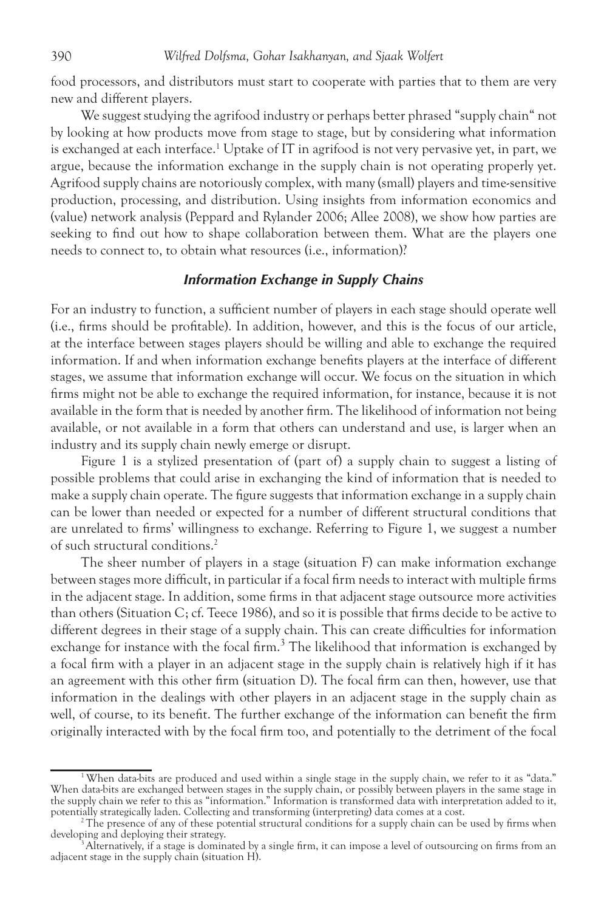food processors, and distributors must start to cooperate with parties that to them are very new and different players.

We suggest studying the agrifood industry or perhaps better phrased "supply chain" not by looking at how products move from stage to stage, but by considering what information is exchanged at each interface.[1] Uptake of IT in agrifood is not very pervasive yet, in part, we argue, because the information exchange in the supply chain is not operating properly yet. Agrifood supply chains are notoriously complex, with many (small) players and time-sensitive production, processing, and distribution. Using insights from information economics and (value) network analysis (Peppard and Rylander 2006; Allee 2008), we show how parties are seeking to find out how to shape collaboration between them. What are the players one needs to connect to, to obtain what resources (i.e., information)?

### *Information Exchange in Supply Chains*

For an industry to function, a sufficient number of players in each stage should operate well (i.e., firms should be profitable). In addition, however, and this is the focus of our article, at the interface between stages players should be willing and able to exchange the required information. If and when information exchange benefits players at the interface of different stages, we assume that information exchange will occur. We focus on the situation in which firms might not be able to exchange the required information, for instance, because it is not available in the form that is needed by another firm. The likelihood of information not being available, or not available in a form that others can understand and use, is larger when an industry and its supply chain newly emerge or disrupt.

Figure 1 is a stylized presentation of (part of) a supply chain to suggest a listing of possible problems that could arise in exchanging the kind of information that is needed to make a supply chain operate. The figure suggests that information exchange in a supply chain can be lower than needed or expected for a number of different structural conditions that are unrelated to firms' willingness to exchange. Referring to Figure 1, we suggest a number of such structural conditions.[2]

The sheer number of players in a stage (situation F) can make information exchange between stages more difficult, in particular if a focal firm needs to interact with multiple firms in the adjacent stage. In addition, some firms in that adjacent stage outsource more activities than others (Situation C; cf. Teece 1986), and so it is possible that firms decide to be active to different degrees in their stage of a supply chain. This can create difficulties for information exchange for instance with the focal firm.[3] The likelihood that information is exchanged by a focal firm with a player in an adjacent stage in the supply chain is relatively high if it has an agreement with this other firm (situation D). The focal firm can then, however, use that information in the dealings with other players in an adjacent stage in the supply chain as well, of course, to its benefit. The further exchange of the information can benefit the firm originally interacted with by the focal firm too, and potentially to the detriment of the focal

[1] When data-bits are produced and used within a single stage in the supply chain, we refer to it as "data." When data-bits are exchanged between stages in the supply chain, or possibly between players in the same stage in the supply chain we refer to this as "information." Information is transformed data with interpretation added to it, potentially strategically laden. Collecting and transforming (interpreting) data comes at a cost.

[2] The presence of any of these potential structural conditions for a supply chain can be used by firms when developing and deploying their strategy.

[3] Alternatively, if a stage is dominated by a single firm, it can impose a level of outsourcing on firms from an adjacent stage in the supply chain (situation H).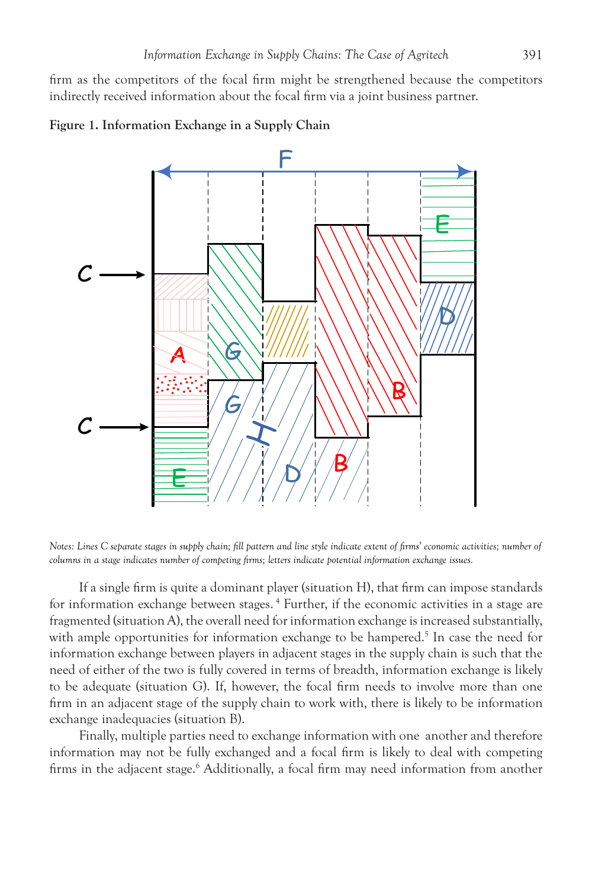firm as the competitors of the focal firm might be strengthened because the competitors indirectly received information about the focal firm via a joint business partner.

**Figure 1. Information Exchange in a Supply Chain**

*Notes: Lines C separate stages in supply chain; fill pattern and line style indicate extent of firms' economic activities; number of columns in a stage indicates number of competing firms; letters indicate potential information exchange issues.*

If a single firm is quite a dominant player (situation H), that firm can impose standards for information exchange between stages. [4] Further, if the economic activities in a stage are fragmented (situation A), the overall need for information exchange is increased substantially, with ample opportunities for information exchange to be hampered.[5] In case the need for information exchange between players in adjacent stages in the supply chain is such that the need of either of the two is fully covered in terms of breadth, information exchange is likely to be adequate (situation G). If, however, the focal firm needs to involve more than one firm in an adjacent stage of the supply chain to work with, there is likely to be information exchange inadequacies (situation B).

Finally, multiple parties need to exchange information with one another and therefore information may not be fully exchanged and a focal firm is likely to deal with competing firms in the adjacent stage.[6] Additionally, a focal firm may need information from another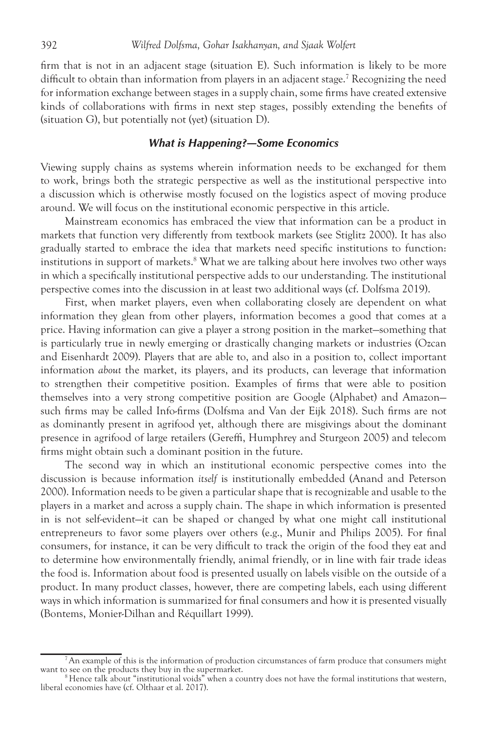firm that is not in an adjacent stage (situation E). Such information is likely to be more difficult to obtain than information from players in an adjacent stage.[7] Recognizing the need for information exchange between stages in a supply chain, some firms have created extensive kinds of collaborations with firms in next step stages, possibly extending the benefits of (situation G), but potentially not (yet) (situation D).

### *What is Happening?—Some Economics*

Viewing supply chains as systems wherein information needs to be exchanged for them to work, brings both the strategic perspective as well as the institutional perspective into a discussion which is otherwise mostly focused on the logistics aspect of moving produce around. We will focus on the institutional economic perspective in this article.

Mainstream economics has embraced the view that information can be a product in markets that function very differently from textbook markets (see Stiglitz 2000). It has also gradually started to embrace the idea that markets need specific institutions to function: institutions in support of markets.[8] What we are talking about here involves two other ways in which a specifically institutional perspective adds to our understanding. The institutional perspective comes into the discussion in at least two additional ways (cf. Dolfsma 2019).

First, when market players, even when collaborating closely are dependent on what information they glean from other players, information becomes a good that comes at a price. Having information can give a player a strong position in the market—something that is particularly true in newly emerging or drastically changing markets or industries (Ozcan and Eisenhardt 2009). Players that are able to, and also in a position to, collect important information *about* the market, its players, and its products, can leverage that information to strengthen their competitive position. Examples of firms that were able to position themselves into a very strong competitive position are Google (Alphabet) and Amazon—such firms may be called Info-firms (Dolfsma and Van der Eijk 2018). Such firms are not as dominantly present in agrifood yet, although there are misgivings about the dominant presence in agrifood of large retailers (Gereffi, Humphrey and Sturgeon 2005) and telecom firms might obtain such a dominant position in the future.

The second way in which an institutional economic perspective comes into the discussion is because information *itself* is institutionally embedded (Anand and Peterson 2000). Information needs to be given a particular shape that is recognizable and usable to the players in a market and across a supply chain. The shape in which information is presented in is not self-evident—it can be shaped or changed by what one might call institutional entrepreneurs to favor some players over others (e.g., Munir and Philips 2005). For final consumers, for instance, it can be very difficult to track the origin of the food they eat and to determine how environmentally friendly, animal friendly, or in line with fair trade ideas the food is. Information about food is presented usually on labels visible on the outside of a product. In many product classes, however, there are competing labels, each using different ways in which information is summarized for final consumers and how it is presented visually (Bontems, Monier-Dilhan and Réquillart 1999).

---

[7] An example of this is the information of production circumstances of farm produce that consumers might want to see on the products they buy in the supermarket.

[8] Hence talk about "institutional voids" when a country does not have the formal institutions that western, liberal economies have (cf. Olthaar et al. 2017).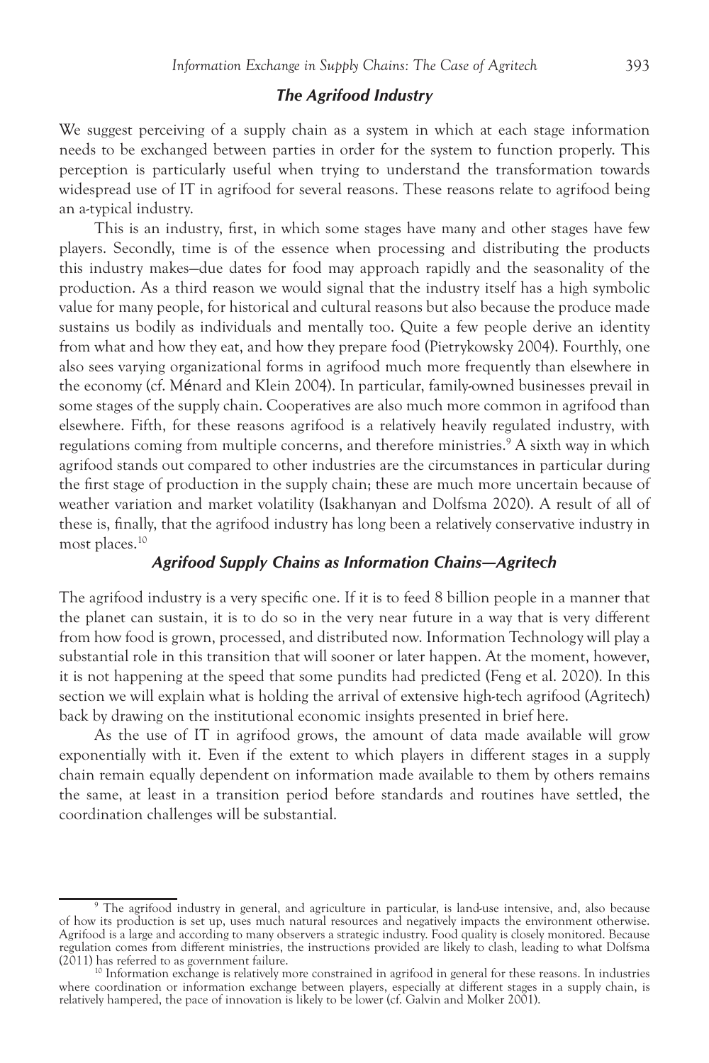### *The Agrifood Industry*

We suggest perceiving of a supply chain as a system in which at each stage information needs to be exchanged between parties in order for the system to function properly. This perception is particularly useful when trying to understand the transformation towards widespread use of IT in agrifood for several reasons. These reasons relate to agrifood being an a-typical industry.

This is an industry, first, in which some stages have many and other stages have few players. Secondly, time is of the essence when processing and distributing the products this industry makes—due dates for food may approach rapidly and the seasonality of the production. As a third reason we would signal that the industry itself has a high symbolic value for many people, for historical and cultural reasons but also because the produce made sustains us bodily as individuals and mentally too. Quite a few people derive an identity from what and how they eat, and how they prepare food (Pietrykowsky 2004). Fourthly, one also sees varying organizational forms in agrifood much more frequently than elsewhere in the economy (cf. Ménard and Klein 2004). In particular, family-owned businesses prevail in some stages of the supply chain. Cooperatives are also much more common in agrifood than elsewhere. Fifth, for these reasons agrifood is a relatively heavily regulated industry, with regulations coming from multiple concerns, and therefore ministries.[9] A sixth way in which agrifood stands out compared to other industries are the circumstances in particular during the first stage of production in the supply chain; these are much more uncertain because of weather variation and market volatility (Isakhanyan and Dolfsma 2020). A result of all of these is, finally, that the agrifood industry has long been a relatively conservative industry in most places.[10]

### *Agrifood Supply Chains as Information Chains—Agritech*

The agrifood industry is a very specific one. If it is to feed 8 billion people in a manner that the planet can sustain, it is to do so in the very near future in a way that is very different from how food is grown, processed, and distributed now. Information Technology will play a substantial role in this transition that will sooner or later happen. At the moment, however, it is not happening at the speed that some pundits had predicted (Feng et al. 2020). In this section we will explain what is holding the arrival of extensive high-tech agrifood (Agritech) back by drawing on the institutional economic insights presented in brief here.

As the use of IT in agrifood grows, the amount of data made available will grow exponentially with it. Even if the extent to which players in different stages in a supply chain remain equally dependent on information made available to them by others remains the same, at least in a transition period before standards and routines have settled, the coordination challenges will be substantial.

---

[9] The agrifood industry in general, and agriculture in particular, is land-use intensive, and, also because of how its production is set up, uses much natural resources and negatively impacts the environment otherwise. Agrifood is a large and according to many observers a strategic industry. Food quality is closely monitored. Because regulation comes from different ministries, the instructions provided are likely to clash, leading to what Dolfsma (2011) has referred to as government failure.

[10] Information exchange is relatively more constrained in agrifood in general for these reasons. In industries where coordination or information exchange between players, especially at different stages in a supply chain, is relatively hampered, the pace of innovation is likely to be lower (cf. Galvin and Molker 2001).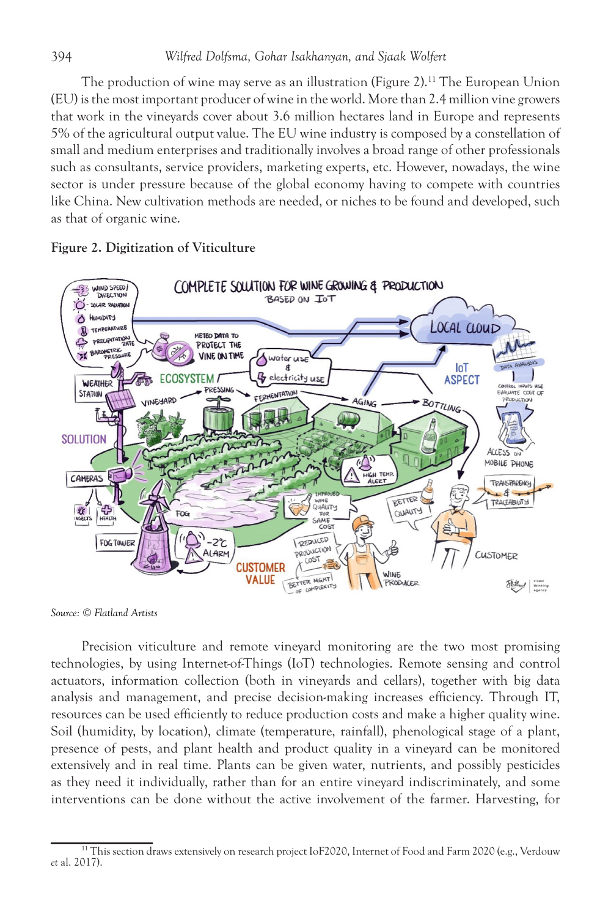The production of wine may serve as an illustration (Figure 2).[11] The European Union (EU) is the most important producer of wine in the world. More than 2.4 million vine growers that work in the vineyards cover about 3.6 million hectares land in Europe and represents 5% of the agricultural output value. The EU wine industry is composed by a constellation of small and medium enterprises and traditionally involves a broad range of other professionals such as consultants, service providers, marketing experts, etc. However, nowadays, the wine sector is under pressure because of the global economy having to compete with countries like China. New cultivation methods are needed, or niches to be found and developed, such as that of organic wine.

**Figure 2. Digitization of Viticulture**

*Source: © Flatland Artists*

Precision viticulture and remote vineyard monitoring are the two most promising technologies, by using Internet-of-Things (IoT) technologies. Remote sensing and control actuators, information collection (both in vineyards and cellars), together with big data analysis and management, and precise decision-making increases efficiency. Through IT, resources can be used efficiently to reduce production costs and make a higher quality wine. Soil (humidity, by location), climate (temperature, rainfall), phenological stage of a plant, presence of pests, and plant health and product quality in a vineyard can be monitored extensively and in real time. Plants can be given water, nutrients, and possibly pesticides as they need it individually, rather than for an entire vineyard indiscriminately, and some interventions can be done without the active involvement of the farmer. Harvesting, for

[11] This section draws extensively on research project IoF2020, Internet of Food and Farm 2020 (e.g., Verdouw *et* al. 2017).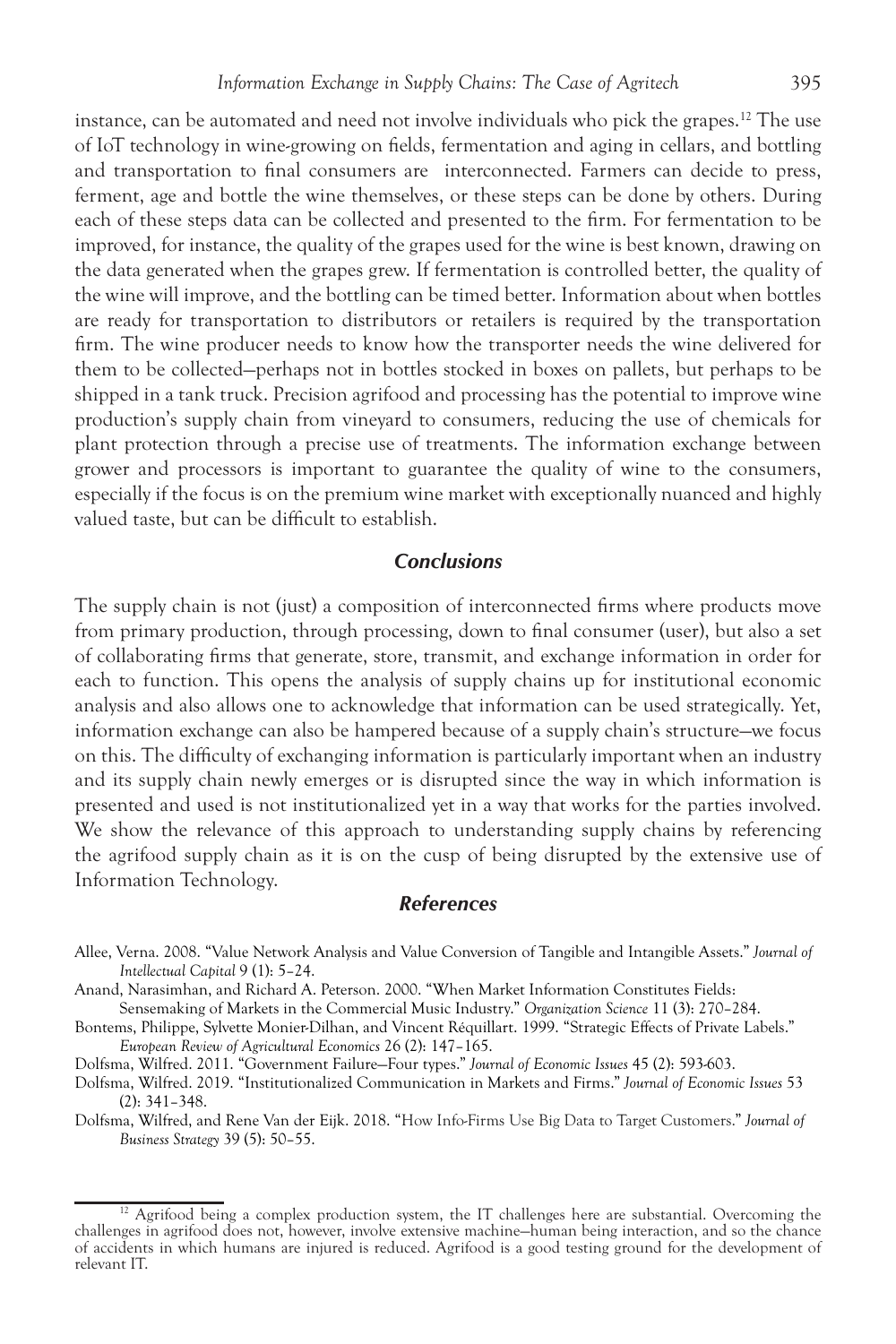instance, can be automated and need not involve individuals who pick the grapes.[12] The use of IoT technology in wine-growing on fields, fermentation and aging in cellars, and bottling and transportation to final consumers are interconnected. Farmers can decide to press, ferment, age and bottle the wine themselves, or these steps can be done by others. During each of these steps data can be collected and presented to the firm. For fermentation to be improved, for instance, the quality of the grapes used for the wine is best known, drawing on the data generated when the grapes grew. If fermentation is controlled better, the quality of the wine will improve, and the bottling can be timed better. Information about when bottles are ready for transportation to distributors or retailers is required by the transportation firm. The wine producer needs to know how the transporter needs the wine delivered for them to be collected—perhaps not in bottles stocked in boxes on pallets, but perhaps to be shipped in a tank truck. Precision agrifood and processing has the potential to improve wine production's supply chain from vineyard to consumers, reducing the use of chemicals for plant protection through a precise use of treatments. The information exchange between grower and processors is important to guarantee the quality of wine to the consumers, especially if the focus is on the premium wine market with exceptionally nuanced and highly valued taste, but can be difficult to establish.

## Conclusions

The supply chain is not (just) a composition of interconnected firms where products move from primary production, through processing, down to final consumer (user), but also a set of collaborating firms that generate, store, transmit, and exchange information in order for each to function. This opens the analysis of supply chains up for institutional economic analysis and also allows one to acknowledge that information can be used strategically. Yet, information exchange can also be hampered because of a supply chain's structure—we focus on this. The difficulty of exchanging information is particularly important when an industry and its supply chain newly emerges or is disrupted since the way in which information is presented and used is not institutionalized yet in a way that works for the parties involved. We show the relevance of this approach to understanding supply chains by referencing the agrifood supply chain as it is on the cusp of being disrupted by the extensive use of Information Technology.

## References

Allee, Verna. 2008. "Value Network Analysis and Value Conversion of Tangible and Intangible Assets." *Journal of Intellectual Capital* 9 (1): 5–24.

Anand, Narasimhan, and Richard A. Peterson. 2000. "When Market Information Constitutes Fields: Sensemaking of Markets in the Commercial Music Industry." *Organization Science* 11 (3): 270–284.

Bontems, Philippe, Sylvette Monier-Dilhan, and Vincent Réquillart. 1999. "Strategic Effects of Private Labels." *European Review of Agricultural Economics* 26 (2): 147–165.

Dolfsma, Wilfred. 2011. "Government Failure—Four types." *Journal of Economic Issues* 45 (2): 593-603.

Dolfsma, Wilfred. 2019. "Institutionalized Communication in Markets and Firms." *Journal of Economic Issues* 53 (2): 341–348.

Dolfsma, Wilfred, and Rene Van der Eijk. 2018. "How Info-Firms Use Big Data to Target Customers." *Journal of Business Strategy* 39 (5): 50–55.

---

[12] Agrifood being a complex production system, the IT challenges here are substantial. Overcoming the challenges in agrifood does not, however, involve extensive machine—human being interaction, and so the chance of accidents in which humans are injured is reduced. Agrifood is a good testing ground for the development of relevant IT.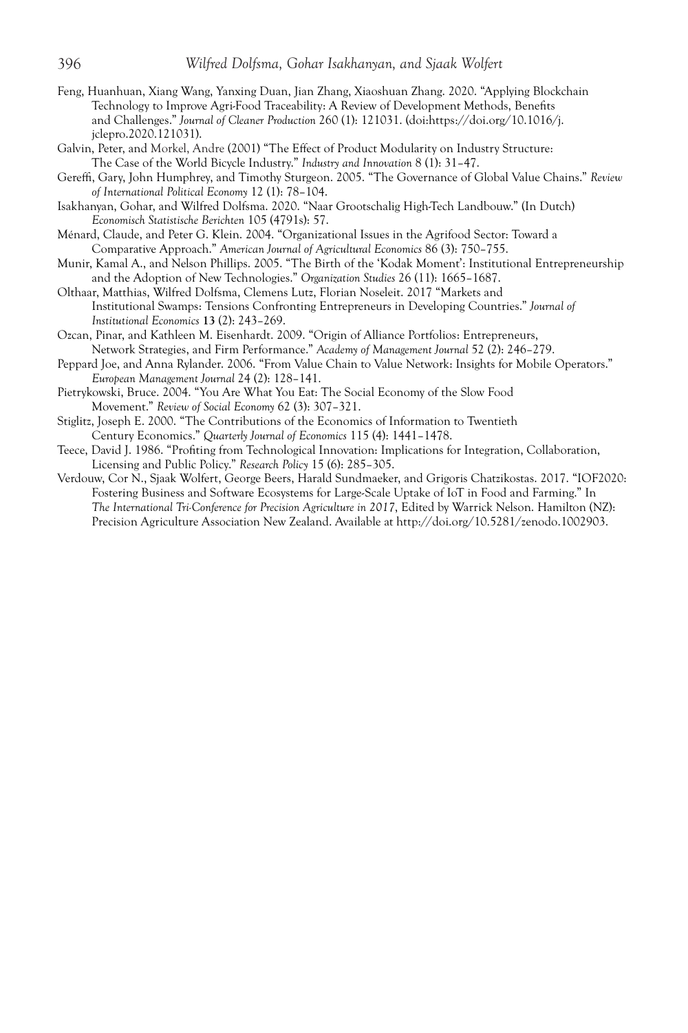Feng, Huanhuan, Xiang Wang, Yanxing Duan, Jian Zhang, Xiaoshuan Zhang. 2020. "Applying Blockchain Technology to Improve Agri-Food Traceability: A Review of Development Methods, Benefits and Challenges." *Journal of Cleaner Production* 260 (1): 121031. (doi:https://doi.org/10.1016/j.jclepro.2020.121031).

Galvin, Peter, and Morkel, Andre (2001) "The Effect of Product Modularity on Industry Structure: The Case of the World Bicycle Industry." *Industry and Innovation* 8 (1): 31–47.

Gereffi, Gary, John Humphrey, and Timothy Sturgeon. 2005. "The Governance of Global Value Chains." *Review of International Political Economy* 12 (1): 78–104.

Isakhanyan, Gohar, and Wilfred Dolfsma. 2020. "Naar Grootschalig High-Tech Landbouw." (In Dutch) *Economisch Statistische Berichten* 105 (4791s): 57.

Ménard, Claude, and Peter G. Klein. 2004. "Organizational Issues in the Agrifood Sector: Toward a Comparative Approach." *American Journal of Agricultural Economics* 86 (3): 750–755.

Munir, Kamal A., and Nelson Phillips. 2005. "The Birth of the 'Kodak Moment': Institutional Entrepreneurship and the Adoption of New Technologies." *Organization Studies* 26 (11): 1665–1687.

Olthaar, Matthias, Wilfred Dolfsma, Clemens Lutz, Florian Noseleit. 2017 "Markets and Institutional Swamps: Tensions Confronting Entrepreneurs in Developing Countries." *Journal of Institutional Economics* **13** (2): 243–269.

Ozcan, Pinar, and Kathleen M. Eisenhardt. 2009. "Origin of Alliance Portfolios: Entrepreneurs, Network Strategies, and Firm Performance." *Academy of Management Journal* 52 (2): 246–279.

Peppard Joe, and Anna Rylander. 2006. "From Value Chain to Value Network: Insights for Mobile Operators." *European Management Journal* 24 (2): 128–141.

Pietrykowski, Bruce. 2004. "You Are What You Eat: The Social Economy of the Slow Food Movement." *Review of Social Economy* 62 (3): 307–321.

Stiglitz, Joseph E. 2000. "The Contributions of the Economics of Information to Twentieth Century Economics." *Quarterly Journal of Economics* 115 (4): 1441–1478.

Teece, David J. 1986. "Profiting from Technological Innovation: Implications for Integration, Collaboration, Licensing and Public Policy." *Research Policy* 15 (6): 285–305.

Verdouw, Cor N., Sjaak Wolfert, George Beers, Harald Sundmaeker, and Grigoris Chatzikostas. 2017. "IOF2020: Fostering Business and Software Ecosystems for Large-Scale Uptake of IoT in Food and Farming." In *The International Tri-Conference for Precision Agriculture in 2017*, Edited by Warrick Nelson. Hamilton (NZ): Precision Agriculture Association New Zealand. Available at http://doi.org/10.5281/zenodo.1002903.